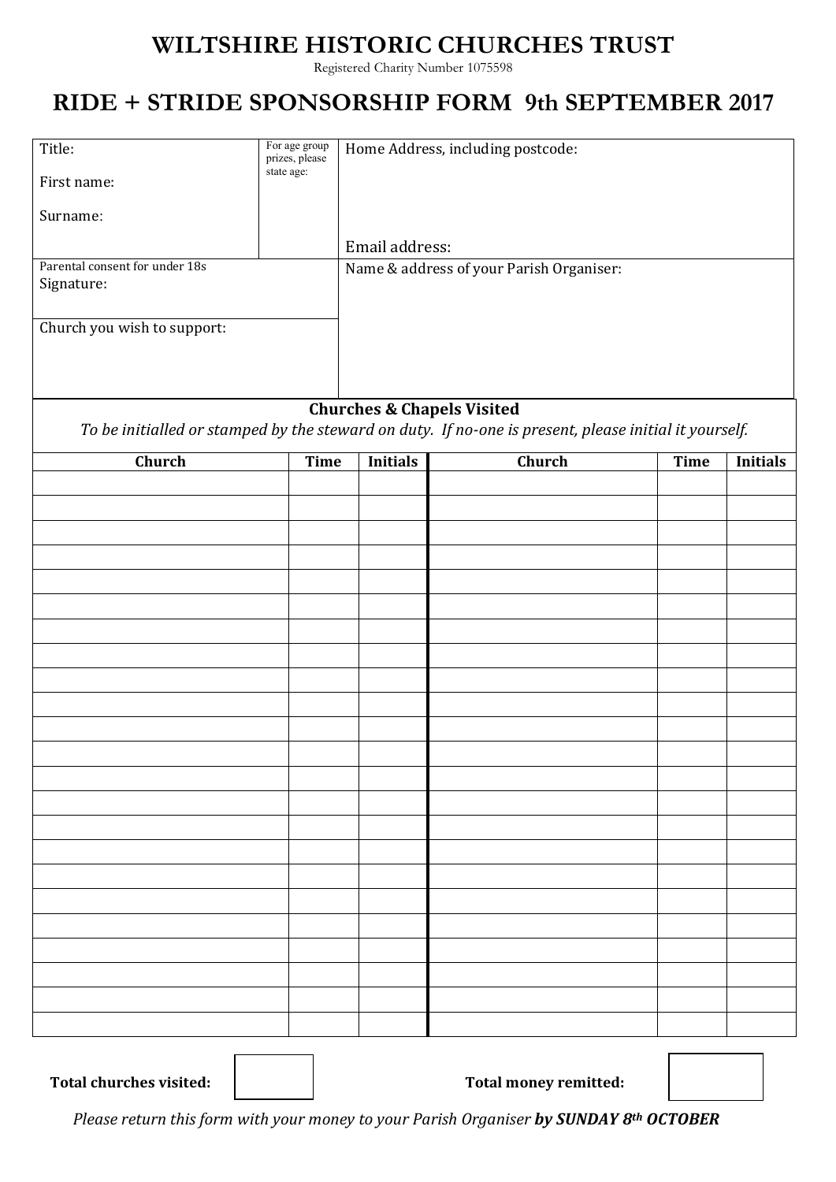# WILTSHIRE HISTORIC CHURCHES TRUST

Registered Charity Number 1075598

## RIDE + STRIDE SPONSORSHIP FORM 9th SEPTEMBER 2017

| Title: First name: Surname: | For age group prizes, please state age: | Home Address, including postcode: Email address: |
|---|---|---|
| Parental consent for under 18s Signature: | | Name & address of your Parish Organiser: |
| Church you wish to support: | | |

**Churches & Chapels Visited**

*To be initialled or stamped by the steward on duty. If no-one is present, please initial it yourself.*

| Church | Time | Initials | Church | Time | Initials |
|---|---|---|---|---|---|
| | | | | | |
| | | | | | |
| | | | | | |
| | | | | | |
| | | | | | |
| | | | | | |
| | | | | | |
| | | | | | |
| | | | | | |
| | | | | | |
| | | | | | |
| | | | | | |
| | | | | | |
| | | | | | |
| | | | | | |
| | | | | | |
| | | | | | |
| | | | | | |
| | | | | | |
| | | | | | |
| | | | | | |
| | | | | | |
| | | | | | |

**Total churches visited:** ______ **Total money remitted:** ______

*Please return this form with your money to your Parish Organiser **by SUNDAY 8th OCTOBER***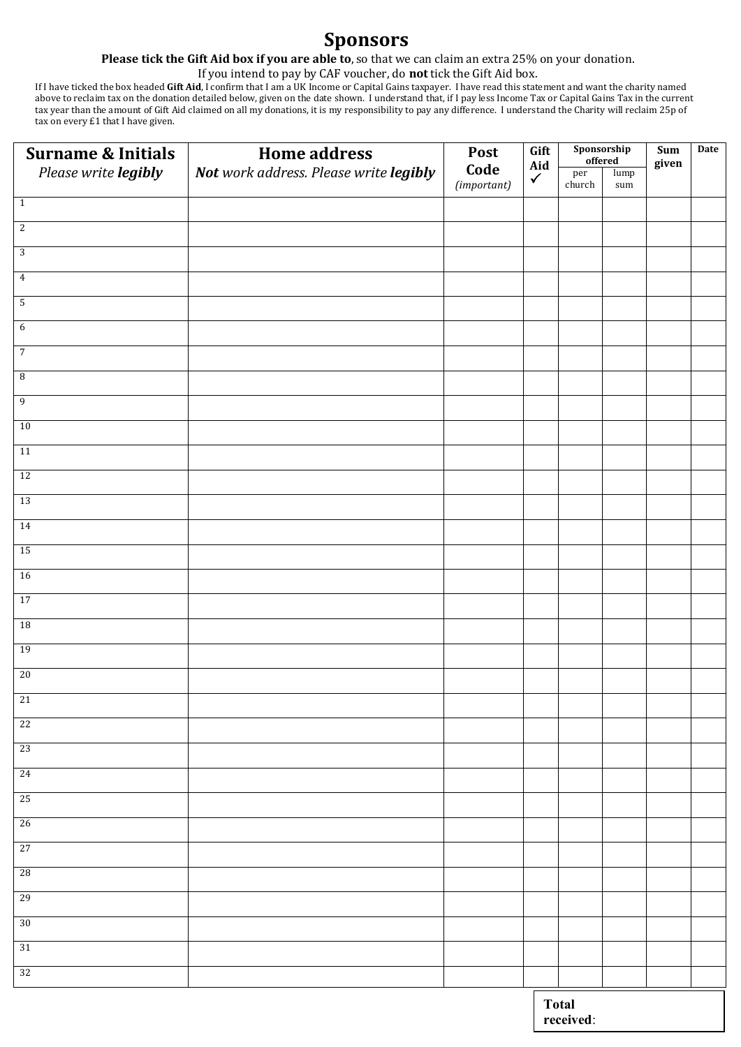# Sponsors

**Please tick the Gift Aid box if you are able to**, so that we can claim an extra 25% on your donation.

If you intend to pay by CAF voucher, do **not** tick the Gift Aid box.

If I have ticked the box headed **Gift Aid**, I confirm that I am a UK Income or Capital Gains taxpayer. I have read this statement and want the charity named above to reclaim tax on the donation detailed below, given on the date shown. I understand that, if I pay less Income Tax or Capital Gains Tax in the current tax year than the amount of Gift Aid claimed on all my donations, it is my responsibility to pay any difference. I understand the Charity will reclaim 25p of tax on every £1 that I have given.

| **Surname & Initials** *Please write **legibly*** | **Home address** ***Not** work address. Please write **legibly*** | **Post Code** *(important)* | **Gift Aid** ✓ | **Sponsorship offered** | | **Sum given** | **Date** |
|---|---|---|---|---|---|---|---|
| | | | | per church | lump sum | | |
| 1 | | | | | | | |
| 2 | | | | | | | |
| 3 | | | | | | | |
| 4 | | | | | | | |
| 5 | | | | | | | |
| 6 | | | | | | | |
| 7 | | | | | | | |
| 8 | | | | | | | |
| 9 | | | | | | | |
| 10 | | | | | | | |
| 11 | | | | | | | |
| 12 | | | | | | | |
| 13 | | | | | | | |
| 14 | | | | | | | |
| 15 | | | | | | | |
| 16 | | | | | | | |
| 17 | | | | | | | |
| 18 | | | | | | | |
| 19 | | | | | | | |
| 20 | | | | | | | |
| 21 | | | | | | | |
| 22 | | | | | | | |
| 23 | | | | | | | |
| 24 | | | | | | | |
| 25 | | | | | | | |
| 26 | | | | | | | |
| 27 | | | | | | | |
| 28 | | | | | | | |
| 29 | | | | | | | |
| 30 | | | | | | | |
| 31 | | | | | | | |
| 32 | | | | | | | |

**Total received**: